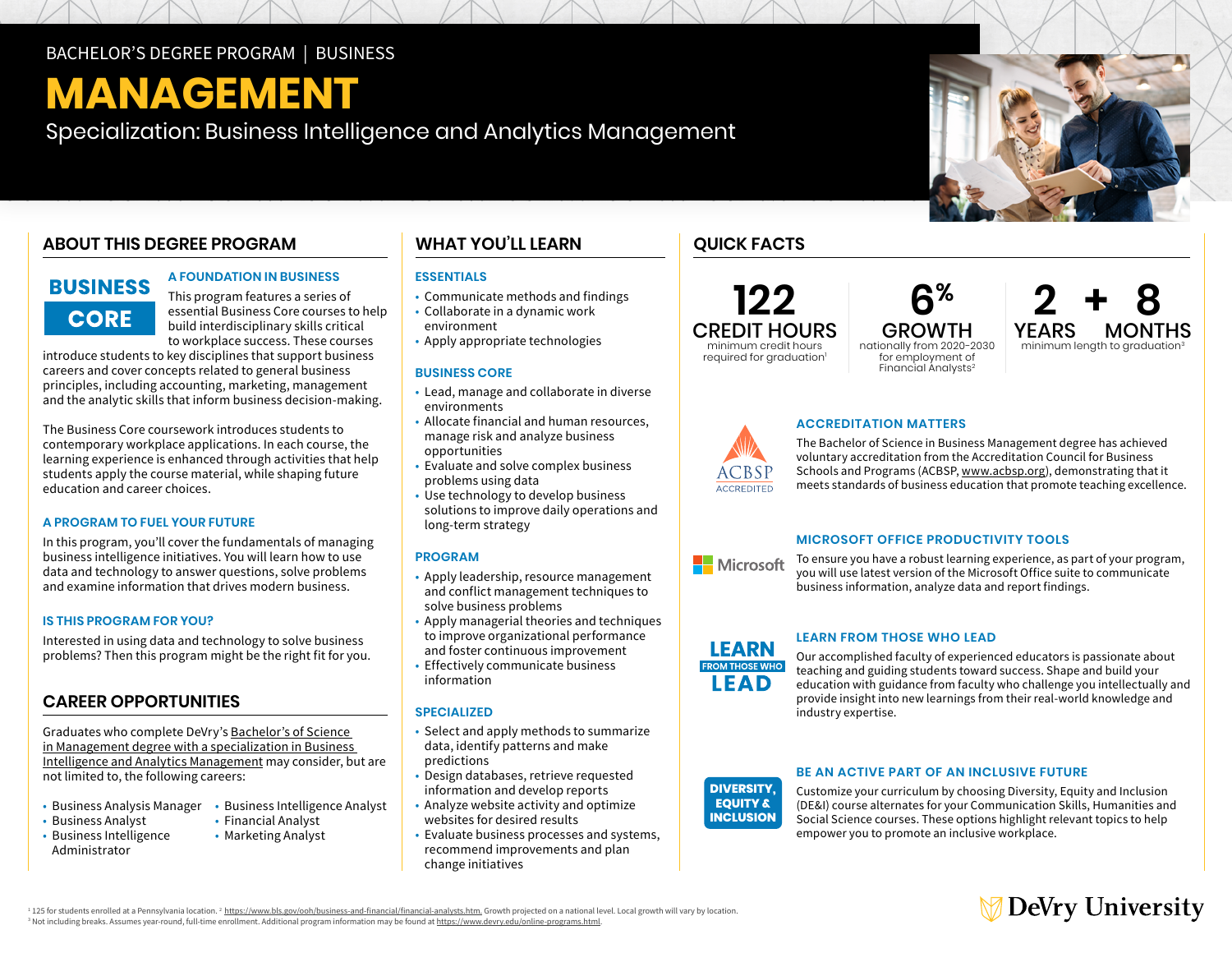BACHELOR'S DEGREE PROGRAM | BUSINESS

# MANAGEMENT

Specialization: Business Intelligence and Analytics Management

## ABOUT THIS DEGREE PROGRAM

**BUSINESS CORE**

### A FOUNDATION IN BUSINESS

This program features a series of essential Business Core courses to help build interdisciplinary skills critical to workplace success. These courses introduce students to key disciplines that support business careers and cover concepts related to general business principles, including accounting, marketing, management and the analytic skills that inform business decision-making.

The Business Core coursework introduces students to contemporary workplace applications. In each course, the learning experience is enhanced through activities that help students apply the course material, while shaping future education and career choices.

### A PROGRAM TO FUEL YOUR FUTURE

In this program, you'll cover the fundamentals of managing business intelligence initiatives. You will learn how to use data and technology to answer questions, solve problems and examine information that drives modern business.

### IS THIS PROGRAM FOR YOU?

Interested in using data and technology to solve business problems? Then this program might be the right fit for you.

## CAREER OPPORTUNITIES

Graduates who complete DeVry's Bachelor's of Science in Management degree with a specialization in Business Intelligence and Analytics Management may consider, but are not limited to, the following careers:

- Business Analysis Manager
- Business Analyst
- Business Intelligence Administrator
- Business Intelligence Analyst
- Financial Analyst
- Marketing Analyst

## WHAT YOU'LL LEARN

### ESSENTIALS

- Communicate methods and findings
- Collaborate in a dynamic work environment
- Apply appropriate technologies

### BUSINESS CORE

- Lead, manage and collaborate in diverse environments
- Allocate financial and human resources, manage risk and analyze business opportunities
- Evaluate and solve complex business problems using data
- Use technology to develop business solutions to improve daily operations and long-term strategy

### PROGRAM

- Apply leadership, resource management and conflict management techniques to solve business problems
- Apply managerial theories and techniques to improve organizational performance and foster continuous improvement
- Effectively communicate business information

### SPECIALIZED

- Select and apply methods to summarize data, identify patterns and make predictions
- Design databases, retrieve requested information and develop reports
- Analyze website activity and optimize websites for desired results
- Evaluate business processes and systems, recommend improvements and plan change initiatives

## QUICK FACTS

**122 CREDIT HOURS** minimum credit hours required for graduation[1]

**6% GROWTH** nationally from 2020-2030 for employment of Financial Analysts[2]

**2 YEARS + 8 MONTHS** minimum length to graduation[3]

### ACCREDITATION MATTERS

ACBSP ACCREDITED

The Bachelor of Science in Business Management degree has achieved voluntary accreditation from the Accreditation Council for Business Schools and Programs (ACBSP, www.acbsp.org), demonstrating that it meets standards of business education that promote teaching excellence.

### MICROSOFT OFFICE PRODUCTIVITY TOOLS

To ensure you have a robust learning experience, as part of your program, you will use latest version of the Microsoft Office suite to communicate business information, analyze data and report findings.

### LEARN FROM THOSE WHO LEAD

Our accomplished faculty of experienced educators is passionate about teaching and guiding students toward success. Shape and build your education with guidance from faculty who challenge you intellectually and provide insight into new learnings from their real-world knowledge and industry expertise.

### BE AN ACTIVE PART OF AN INCLUSIVE FUTURE

Customize your curriculum by choosing Diversity, Equity and Inclusion (DE&I) course alternates for your Communication Skills, Humanities and Social Science courses. These options highlight relevant topics to help empower you to promote an inclusive workplace.

[1] 125 for students enrolled at a Pennsylvania location. [2] https://www.bls.gov/ooh/business-and-financial/financial-analysts.htm. Growth projected on a national level. Local growth will vary by location.
[3] Not including breaks. Assumes year-round, full-time enrollment. Additional program information may be found at https://www.devry.edu/online-programs.html.

DeVry University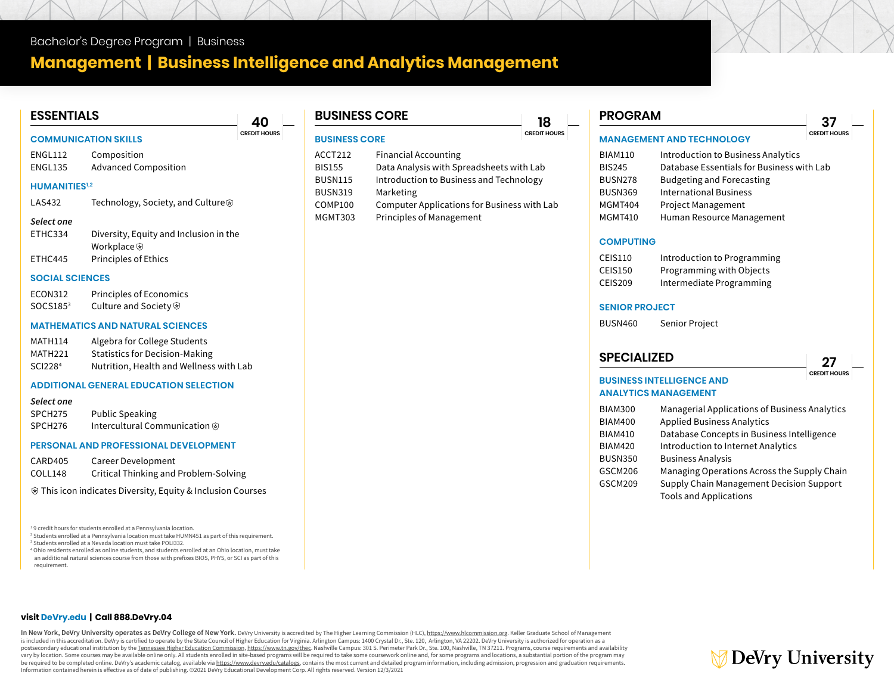Bachelor's Degree Program | Business

# Management | Business Intelligence and Analytics Management

## ESSENTIALS

**40** CREDIT HOURS

### COMMUNICATION SKILLS

| | |
|---|---|
| ENGL112 | Composition |
| ENGL135 | Advanced Composition |

### HUMANITIES[1,2]

| | |
|---|---|
| LAS432 | Technology, Society, and Culture ⛨ |

*Select one*

| | |
|---|---|
| ETHC334 | Diversity, Equity and Inclusion in the Workplace ⛨ |
| ETHC445 | Principles of Ethics |

### SOCIAL SCIENCES

| | |
|---|---|
| ECON312 | Principles of Economics |
| SOCS185[3] | Culture and Society ⛨ |

### MATHEMATICS AND NATURAL SCIENCES

| | |
|---|---|
| MATH114 | Algebra for College Students |
| MATH221 | Statistics for Decision-Making |
| SCI228[4] | Nutrition, Health and Wellness with Lab |

### ADDITIONAL GENERAL EDUCATION SELECTION

*Select one*

| | |
|---|---|
| SPCH275 | Public Speaking |
| SPCH276 | Intercultural Communication ⛨ |

### PERSONAL AND PROFESSIONAL DEVELOPMENT

| | |
|---|---|
| CARD405 | Career Development |
| COLL148 | Critical Thinking and Problem-Solving |

⛨ This icon indicates Diversity, Equity & Inclusion Courses

[1] 9 credit hours for students enrolled at a Pennsylvania location.
[2] Students enrolled at a Pennsylvania location must take HUMN451 as part of this requirement.
[3] Students enrolled at a Nevada location must take POLI332.
[4] Ohio residents enrolled as online students, and students enrolled at an Ohio location, must take an additional natural sciences course from those with prefixes BIOS, PHYS, or SCI as part of this requirement.

## BUSINESS CORE

**18** CREDIT HOURS

### BUSINESS CORE

| | |
|---|---|
| ACCT212 | Financial Accounting |
| BIS155 | Data Analysis with Spreadsheets with Lab |
| BUSN115 | Introduction to Business and Technology |
| BUSN319 | Marketing |
| COMP100 | Computer Applications for Business with Lab |
| MGMT303 | Principles of Management |

## PROGRAM

**37** CREDIT HOURS

### MANAGEMENT AND TECHNOLOGY

| | |
|---|---|
| BIAM110 | Introduction to Business Analytics |
| BIS245 | Database Essentials for Business with Lab |
| BUSN278 | Budgeting and Forecasting |
| BUSN369 | International Business |
| MGMT404 | Project Management |
| MGMT410 | Human Resource Management |

### COMPUTING

| | |
|---|---|
| CEIS110 | Introduction to Programming |
| CEIS150 | Programming with Objects |
| CEIS209 | Intermediate Programming |

### SENIOR PROJECT

| | |
|---|---|
| BUSN460 | Senior Project |

## SPECIALIZED

**27** CREDIT HOURS

### BUSINESS INTELLIGENCE AND ANALYTICS MANAGEMENT

| | |
|---|---|
| BIAM300 | Managerial Applications of Business Analytics |
| BIAM400 | Applied Business Analytics |
| BIAM410 | Database Concepts in Business Intelligence |
| BIAM420 | Introduction to Internet Analytics |
| BUSN350 | Business Analysis |
| GSCM206 | Managing Operations Across the Supply Chain |
| GSCM209 | Supply Chain Management Decision Support Tools and Applications |

**visit DeVry.edu | Call 888.DeVry.04**

**In New York, DeVry University operates as DeVry College of New York.** DeVry University is accredited by The Higher Learning Commission (HLC), https://www.hlcommission.org. Keller Graduate School of Management is included in this accreditation. DeVry is certified to operate by the State Council of Higher Education for Virginia. Arlington Campus: 1400 Crystal Dr., Ste. 120, Arlington, VA 22202. DeVry University is authorized for operation as a postsecondary educational institution by the Tennessee Higher Education Commission, https://www.tn.gov/thec. Nashville Campus: 301 S. Perimeter Park Dr., Ste. 100, Nashville, TN 37211. Programs, course requirements and availability vary by location. Some courses may be available online only. All students enrolled in site-based programs will be required to take some coursework online and, for some programs and locations, a substantial portion of the program may be required to be completed online. DeVry's academic catalog, available via https://www.devry.edu/catalogs, contains the most current and detailed program information, including admission, progression and graduation requirements. Information contained herein is effective as of date of publishing. ©2021 DeVry Educational Development Corp. All rights reserved. Version 12/3/2021

DeVry University